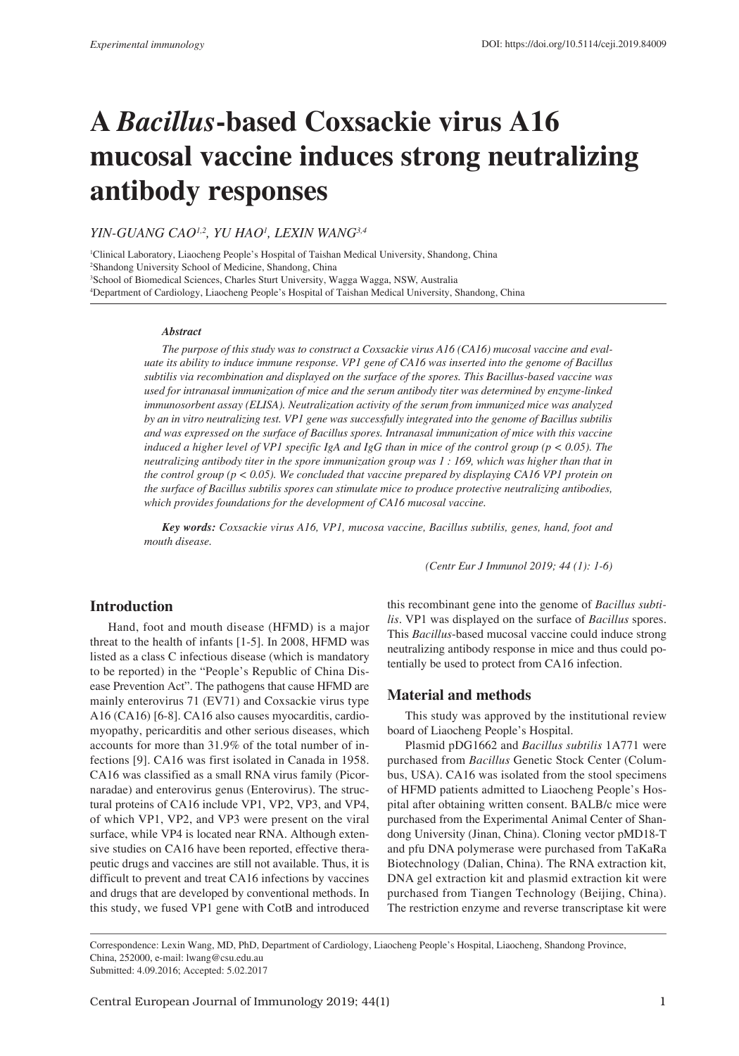# A *Bacillus*-based Coxsackie virus A16 mucosal vaccine induces strong neutralizing antibody responses

*YIN-GUANG CAO[1,2], YU HAO[1], LEXIN WANG[3,4]*

[1]Clinical Laboratory, Liaocheng People's Hospital of Taishan Medical University, Shandong, China
[2]Shandong University School of Medicine, Shandong, China
[3]School of Biomedical Sciences, Charles Sturt University, Wagga Wagga, NSW, Australia
[4]Department of Cardiology, Liaocheng People's Hospital of Taishan Medical University, Shandong, China

***Abstract***

*The purpose of this study was to construct a Coxsackie virus A16 (CA16) mucosal vaccine and evaluate its ability to induce immune response. VP1 gene of CA16 was inserted into the genome of Bacillus subtilis via recombination and displayed on the surface of the spores. This Bacillus-based vaccine was used for intranasal immunization of mice and the serum antibody titer was determined by enzyme-linked immunosorbent assay (ELISA). Neutralization activity of the serum from immunized mice was analyzed by an in vitro neutralizing test. VP1 gene was successfully integrated into the genome of Bacillus subtilis and was expressed on the surface of Bacillus spores. Intranasal immunization of mice with this vaccine induced a higher level of VP1 specific IgA and IgG than in mice of the control group ($p < 0.05$). The neutralizing antibody titer in the spore immunization group was 1 : 169, which was higher than that in the control group ($p < 0.05$). We concluded that vaccine prepared by displaying CA16 VP1 protein on the surface of Bacillus subtilis spores can stimulate mice to produce protective neutralizing antibodies, which provides foundations for the development of CA16 mucosal vaccine.*

***Key words:*** *Coxsackie virus A16, VP1, mucosa vaccine, Bacillus subtilis, genes, hand, foot and mouth disease.*

*(Centr Eur J Immunol 2019; 44 (1): 1-6)*

## Introduction

Hand, foot and mouth disease (HFMD) is a major threat to the health of infants [1-5]. In 2008, HFMD was listed as a class C infectious disease (which is mandatory to be reported) in the "People's Republic of China Disease Prevention Act". The pathogens that cause HFMD are mainly enterovirus 71 (EV71) and Coxsackie virus type A16 (CA16) [6-8]. CA16 also causes myocarditis, cardiomyopathy, pericarditis and other serious diseases, which accounts for more than 31.9% of the total number of infections [9]. CA16 was first isolated in Canada in 1958. CA16 was classified as a small RNA virus family (Picornaradae) and enterovirus genus (Enterovirus). The structural proteins of CA16 include VP1, VP2, VP3, and VP4, of which VP1, VP2, and VP3 were present on the viral surface, while VP4 is located near RNA. Although extensive studies on CA16 have been reported, effective therapeutic drugs and vaccines are still not available. Thus, it is difficult to prevent and treat CA16 infections by vaccines and drugs that are developed by conventional methods. In this study, we fused VP1 gene with CotB and introduced this recombinant gene into the genome of *Bacillus subtilis*. VP1 was displayed on the surface of *Bacillus* spores. This *Bacillus*-based mucosal vaccine could induce strong neutralizing antibody response in mice and thus could potentially be used to protect from CA16 infection.

## Material and methods

This study was approved by the institutional review board of Liaocheng People's Hospital.

Plasmid pDG1662 and *Bacillus subtilis* 1A771 were purchased from *Bacillus* Genetic Stock Center (Columbus, USA). CA16 was isolated from the stool specimens of HFMD patients admitted to Liaocheng People's Hospital after obtaining written consent. BALB/c mice were purchased from the Experimental Animal Center of Shandong University (Jinan, China). Cloning vector pMD18-T and pfu DNA polymerase were purchased from TaKaRa Biotechnology (Dalian, China). The RNA extraction kit, DNA gel extraction kit and plasmid extraction kit were purchased from Tiangen Technology (Beijing, China). The restriction enzyme and reverse transcriptase kit were

Correspondence: Lexin Wang, MD, PhD, Department of Cardiology, Liaocheng People's Hospital, Liaocheng, Shandong Province, China, 252000, e-mail: lwang@csu.edu.au
Submitted: 4.09.2016; Accepted: 5.02.2017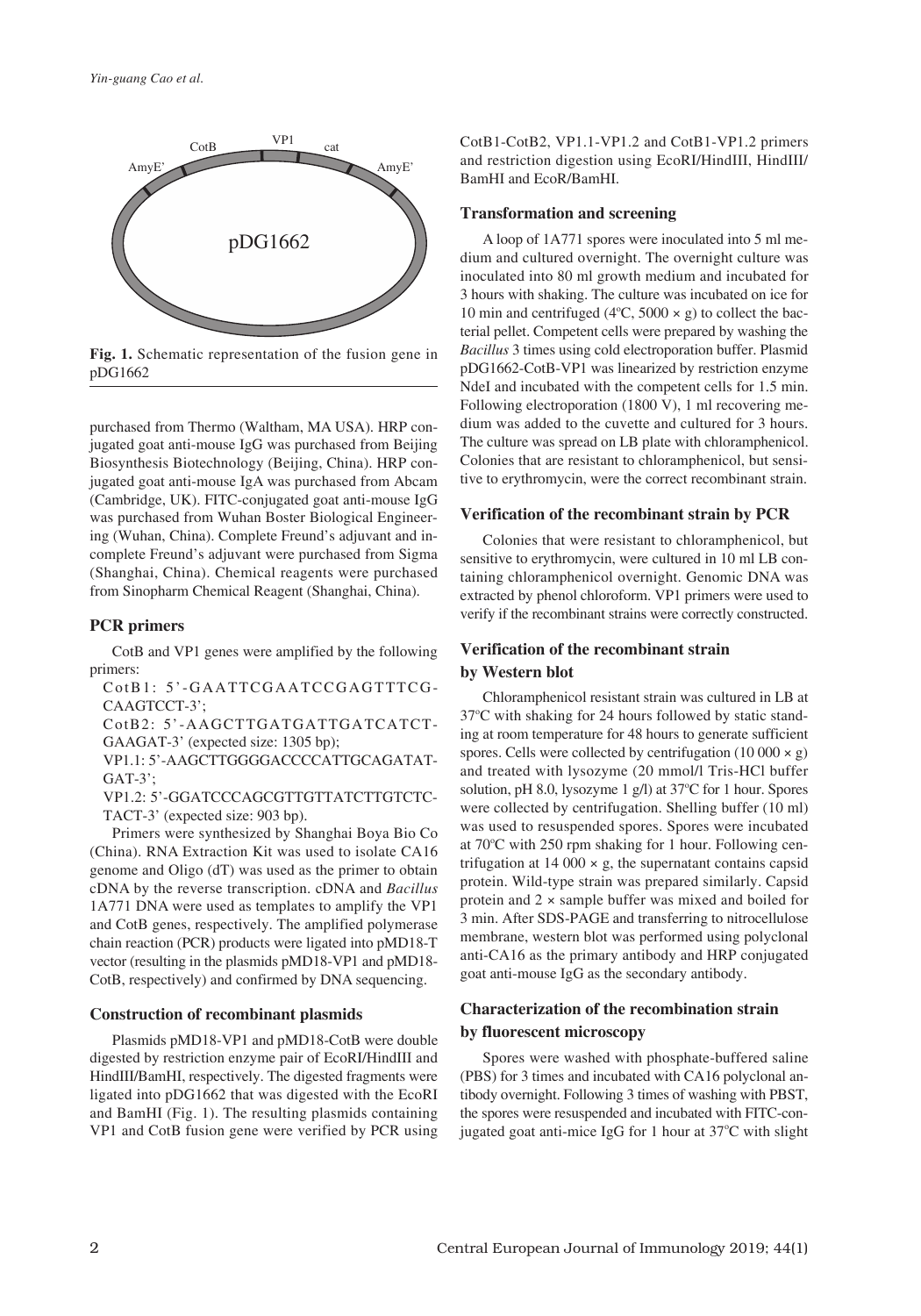Fig. 1. Schematic representation of the fusion gene in pDG1662

purchased from Thermo (Waltham, MA USA). HRP conjugated goat anti-mouse IgG was purchased from Beijing Biosynthesis Biotechnology (Beijing, China). HRP conjugated goat anti-mouse IgA was purchased from Abcam (Cambridge, UK). FITC-conjugated goat anti-mouse IgG was purchased from Wuhan Boster Biological Engineering (Wuhan, China). Complete Freund's adjuvant and incomplete Freund's adjuvant were purchased from Sigma (Shanghai, China). Chemical reagents were purchased from Sinopharm Chemical Reagent (Shanghai, China).

### PCR primers

CotB and VP1 genes were amplified by the following primers:

CotB1: 5'-GAATTCGAATCCGAGTTTCG-CAAGTCCT-3';

CotB2: 5'-AAGCTTGATGATTGATCATCT-GAAGAT-3' (expected size: 1305 bp);

VP1.1: 5'-AAGCTTGGGGACCCCATTGCAGATAT-GAT-3';

VP1.2: 5'-GGATCCCAGCGTTGTTATCTTGTCTC-TACT-3' (expected size: 903 bp).

Primers were synthesized by Shanghai Boya Bio Co (China). RNA Extraction Kit was used to isolate CA16 genome and Oligo (dT) was used as the primer to obtain cDNA by the reverse transcription. cDNA and *Bacillus* 1A771 DNA were used as templates to amplify the VP1 and CotB genes, respectively. The amplified polymerase chain reaction (PCR) products were ligated into pMD18-T vector (resulting in the plasmids pMD18-VP1 and pMD18-CotB, respectively) and confirmed by DNA sequencing.

### Construction of recombinant plasmids

Plasmids pMD18-VP1 and pMD18-CotB were double digested by restriction enzyme pair of EcoRI/HindIII and HindIII/BamHI, respectively. The digested fragments were ligated into pDG1662 that was digested with the EcoRI and BamHI (Fig. 1). The resulting plasmids containing VP1 and CotB fusion gene were verified by PCR using CotB1-CotB2, VP1.1-VP1.2 and CotB1-VP1.2 primers and restriction digestion using EcoRI/HindIII, HindIII/BamHI and EcoR/BamHI.

### Transformation and screening

A loop of 1A771 spores were inoculated into 5 ml medium and cultured overnight. The overnight culture was inoculated into 80 ml growth medium and incubated for 3 hours with shaking. The culture was incubated on ice for 10 min and centrifuged (4°C, 5000 × g) to collect the bacterial pellet. Competent cells were prepared by washing the *Bacillus* 3 times using cold electroporation buffer. Plasmid pDG1662-CotB-VP1 was linearized by restriction enzyme NdeI and incubated with the competent cells for 1.5 min. Following electroporation (1800 V), 1 ml recovering medium was added to the cuvette and cultured for 3 hours. The culture was spread on LB plate with chloramphenicol. Colonies that are resistant to chloramphenicol, but sensitive to erythromycin, were the correct recombinant strain.

### Verification of the recombinant strain by PCR

Colonies that were resistant to chloramphenicol, but sensitive to erythromycin, were cultured in 10 ml LB containing chloramphenicol overnight. Genomic DNA was extracted by phenol chloroform. VP1 primers were used to verify if the recombinant strains were correctly constructed.

### Verification of the recombinant strain by Western blot

Chloramphenicol resistant strain was cultured in LB at 37°C with shaking for 24 hours followed by static standing at room temperature for 48 hours to generate sufficient spores. Cells were collected by centrifugation (10 000 × g) and treated with lysozyme (20 mmol/l Tris-HCl buffer solution, pH 8.0, lysozyme 1 g/l) at 37°C for 1 hour. Spores were collected by centrifugation. Shelling buffer (10 ml) was used to resuspended spores. Spores were incubated at 70°C with 250 rpm shaking for 1 hour. Following centrifugation at 14 000 × g, the supernatant contains capsid protein. Wild-type strain was prepared similarly. Capsid protein and 2 × sample buffer was mixed and boiled for 3 min. After SDS-PAGE and transferring to nitrocellulose membrane, western blot was performed using polyclonal anti-CA16 as the primary antibody and HRP conjugated goat anti-mouse IgG as the secondary antibody.

### Characterization of the recombination strain by fluorescent microscopy

Spores were washed with phosphate-buffered saline (PBS) for 3 times and incubated with CA16 polyclonal antibody overnight. Following 3 times of washing with PBST, the spores were resuspended and incubated with FITC-conjugated goat anti-mice IgG for 1 hour at 37°C with slight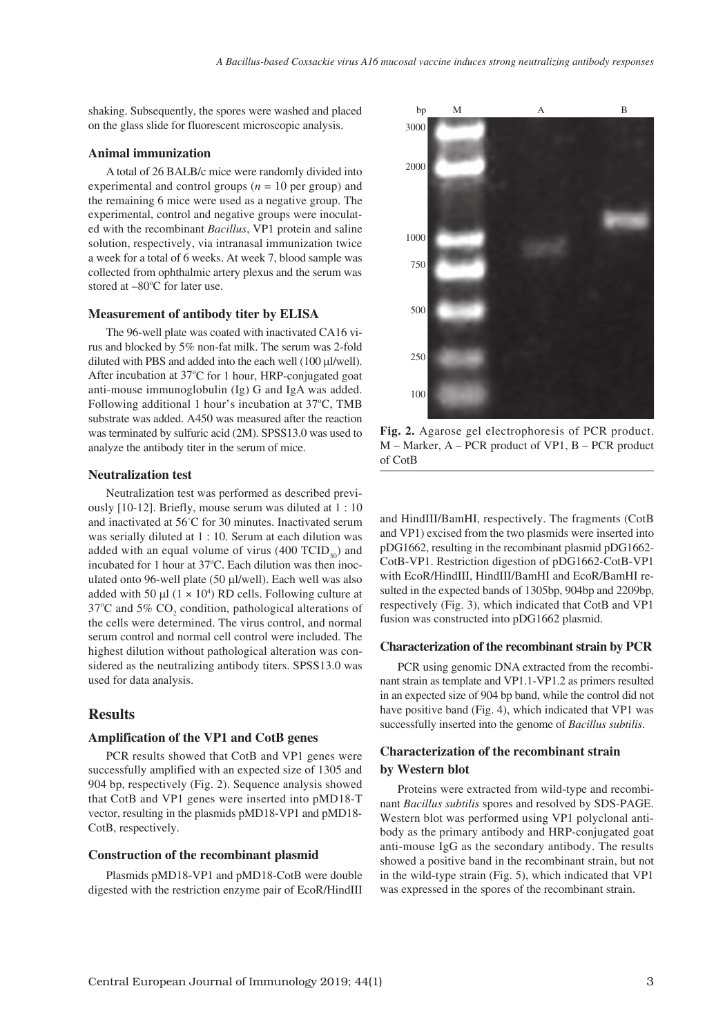shaking. Subsequently, the spores were washed and placed on the glass slide for fluorescent microscopic analysis.

### Animal immunization

A total of 26 BALB/c mice were randomly divided into experimental and control groups ($n$ = 10 per group) and the remaining 6 mice were used as a negative group. The experimental, control and negative groups were inoculated with the recombinant *Bacillus*, VP1 protein and saline solution, respectively, via intranasal immunization twice a week for a total of 6 weeks. At week 7, blood sample was collected from ophthalmic artery plexus and the serum was stored at –80°C for later use.

### Measurement of antibody titer by ELISA

The 96-well plate was coated with inactivated CA16 virus and blocked by 5% non-fat milk. The serum was 2-fold diluted with PBS and added into the each well (100 µl/well). After incubation at 37°C for 1 hour, HRP-conjugated goat anti-mouse immunoglobulin (Ig) G and IgA was added. Following additional 1 hour's incubation at 37°C, TMB substrate was added. A450 was measured after the reaction was terminated by sulfuric acid (2M). SPSS13.0 was used to analyze the antibody titer in the serum of mice.

### Neutralization test

Neutralization test was performed as described previously [10-12]. Briefly, mouse serum was diluted at 1 : 10 and inactivated at 56°C for 30 minutes. Inactivated serum was serially diluted at 1 : 10. Serum at each dilution was added with an equal volume of virus (400 $TCID_{50}$) and incubated for 1 hour at 37°C. Each dilution was then inoculated onto 96-well plate (50 µl/well). Each well was also added with 50 µl ($1 \times 10^4$) RD cells. Following culture at 37°C and 5% $CO_2$ condition, pathological alterations of the cells were determined. The virus control, and normal serum control and normal cell control were included. The highest dilution without pathological alteration was considered as the neutralizing antibody titers. SPSS13.0 was used for data analysis.

## Results

### Amplification of the VP1 and CotB genes

PCR results showed that CotB and VP1 genes were successfully amplified with an expected size of 1305 and 904 bp, respectively (Fig. 2). Sequence analysis showed that CotB and VP1 genes were inserted into pMD18-T vector, resulting in the plasmids pMD18-VP1 and pMD18-CotB, respectively.

### Construction of the recombinant plasmid

Plasmids pMD18-VP1 and pMD18-CotB were double digested with the restriction enzyme pair of EcoR/HindIII and HindIII/BamHI, respectively. The fragments (CotB and VP1) excised from the two plasmids were inserted into pDG1662, resulting in the recombinant plasmid pDG1662-CotB-VP1. Restriction digestion of pDG1662-CotB-VP1 with EcoR/HindIII, HindIII/BamHI and EcoR/BamHI resulted in the expected bands of 1305bp, 904bp and 2209bp, respectively (Fig. 3), which indicated that CotB and VP1 fusion was constructed into pDG1662 plasmid.

**Fig. 2.** Agarose gel electrophoresis of PCR product. M – Marker, A – PCR product of VP1, B – PCR product of CotB

### Characterization of the recombinant strain by PCR

PCR using genomic DNA extracted from the recombinant strain as template and VP1.1-VP1.2 as primers resulted in an expected size of 904 bp band, while the control did not have positive band (Fig. 4), which indicated that VP1 was successfully inserted into the genome of *Bacillus subtilis*.

### Characterization of the recombinant strain by Western blot

Proteins were extracted from wild-type and recombinant *Bacillus subtilis* spores and resolved by SDS-PAGE. Western blot was performed using VP1 polyclonal antibody as the primary antibody and HRP-conjugated goat anti-mouse IgG as the secondary antibody. The results showed a positive band in the recombinant strain, but not in the wild-type strain (Fig. 5), which indicated that VP1 was expressed in the spores of the recombinant strain.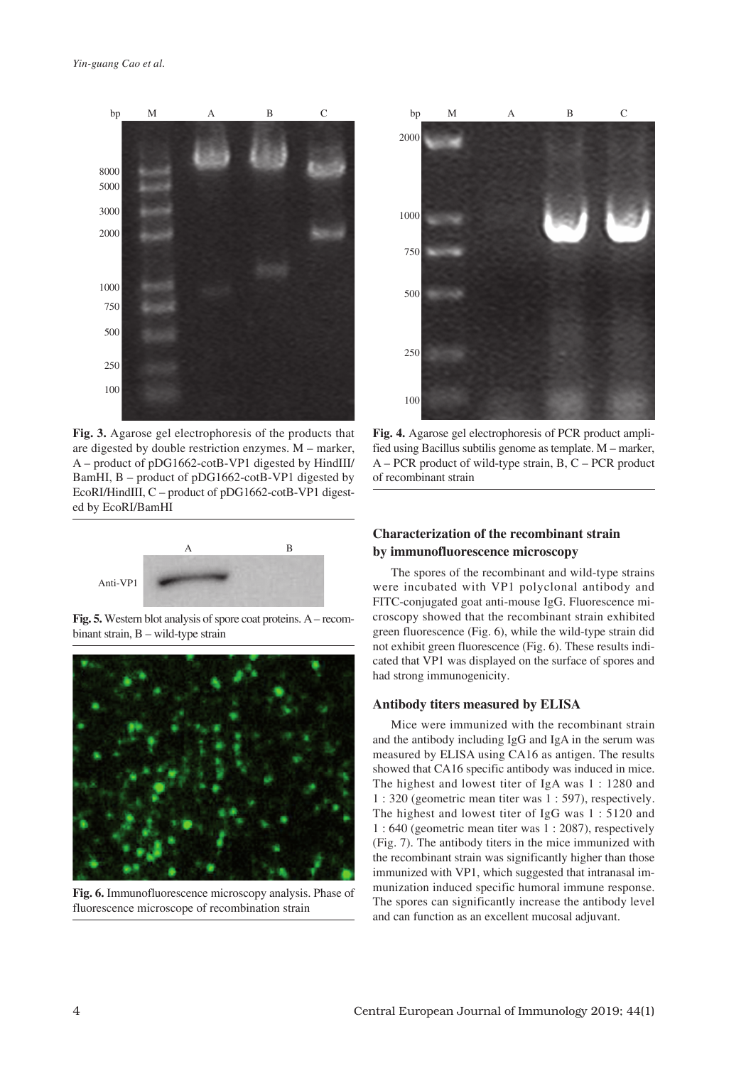**Fig. 3.** Agarose gel electrophoresis of the products that are digested by double restriction enzymes. M – marker, A – product of pDG1662-cotB-VP1 digested by HindIII/BamHI, B – product of pDG1662-cotB-VP1 digested by EcoRI/HindIII, C – product of pDG1662-cotB-VP1 digested by EcoRI/BamHI

**Fig. 4.** Agarose gel electrophoresis of PCR product amplified using Bacillus subtilis genome as template. M – marker, A – PCR product of wild-type strain, B, C – PCR product of recombinant strain

**Fig. 5.** Western blot analysis of spore coat proteins. A – recombinant strain, B – wild-type strain

**Fig. 6.** Immunofluorescence microscopy analysis. Phase of fluorescence microscope of recombination strain

## Characterization of the recombinant strain by immunofluorescence microscopy

The spores of the recombinant and wild-type strains were incubated with VP1 polyclonal antibody and FITC-conjugated goat anti-mouse IgG. Fluorescence microscopy showed that the recombinant strain exhibited green fluorescence (Fig. 6), while the wild-type strain did not exhibit green fluorescence (Fig. 6). These results indicated that VP1 was displayed on the surface of spores and had strong immunogenicity.

## Antibody titers measured by ELISA

Mice were immunized with the recombinant strain and the antibody including IgG and IgA in the serum was measured by ELISA using CA16 as antigen. The results showed that CA16 specific antibody was induced in mice. The highest and lowest titer of IgA was 1 : 1280 and 1 : 320 (geometric mean titer was 1 : 597), respectively. The highest and lowest titer of IgG was 1 : 5120 and 1 : 640 (geometric mean titer was 1 : 2087), respectively (Fig. 7). The antibody titers in the mice immunized with the recombinant strain was significantly higher than those immunized with VP1, which suggested that intranasal immunization induced specific humoral immune response. The spores can significantly increase the antibody level and can function as an excellent mucosal adjuvant.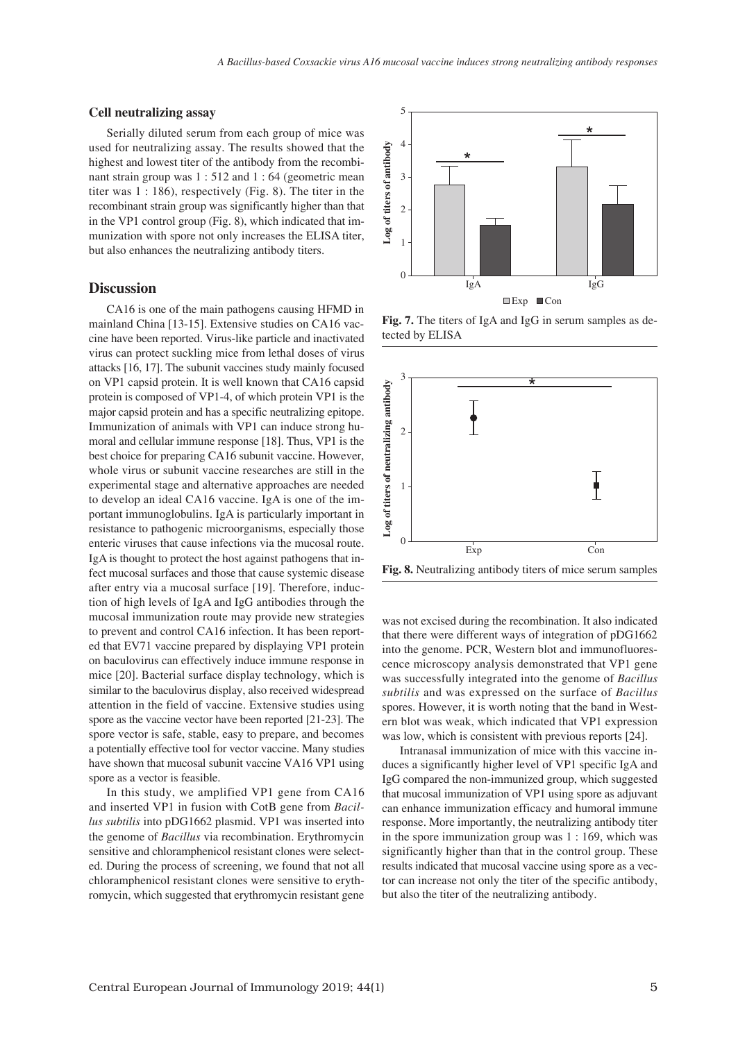### Cell neutralizing assay

Serially diluted serum from each group of mice was used for neutralizing assay. The results showed that the highest and lowest titer of the antibody from the recombinant strain group was 1 : 512 and 1 : 64 (geometric mean titer was 1 : 186), respectively (Fig. 8). The titer in the recombinant strain group was significantly higher than that in the VP1 control group (Fig. 8), which indicated that immunization with spore not only increases the ELISA titer, but also enhances the neutralizing antibody titers.

## Discussion

CA16 is one of the main pathogens causing HFMD in mainland China [13-15]. Extensive studies on CA16 vaccine have been reported. Virus-like particle and inactivated virus can protect suckling mice from lethal doses of virus attacks [16, 17]. The subunit vaccines study mainly focused on VP1 capsid protein. It is well known that CA16 capsid protein is composed of VP1-4, of which protein VP1 is the major capsid protein and has a specific neutralizing epitope. Immunization of animals with VP1 can induce strong humoral and cellular immune response [18]. Thus, VP1 is the best choice for preparing CA16 subunit vaccine. However, whole virus or subunit vaccine researches are still in the experimental stage and alternative approaches are needed to develop an ideal CA16 vaccine. IgA is one of the important immunoglobulins. IgA is particularly important in resistance to pathogenic microorganisms, especially those enteric viruses that cause infections via the mucosal route. IgA is thought to protect the host against pathogens that infect mucosal surfaces and those that cause systemic disease after entry via a mucosal surface [19]. Therefore, induction of high levels of IgA and IgG antibodies through the mucosal immunization route may provide new strategies to prevent and control CA16 infection. It has been reported that EV71 vaccine prepared by displaying VP1 protein on baculovirus can effectively induce immune response in mice [20]. Bacterial surface display technology, which is similar to the baculovirus display, also received widespread attention in the field of vaccine. Extensive studies using spore as the vaccine vector have been reported [21-23]. The spore vector is safe, stable, easy to prepare, and becomes a potentially effective tool for vector vaccine. Many studies have shown that mucosal subunit vaccine VA16 VP1 using spore as a vector is feasible.

In this study, we amplified VP1 gene from CA16 and inserted VP1 in fusion with CotB gene from *Bacillus subtilis* into pDG1662 plasmid. VP1 was inserted into the genome of *Bacillus* via recombination. Erythromycin sensitive and chloramphenicol resistant clones were selected. During the process of screening, we found that not all chloramphenicol resistant clones were sensitive to erythromycin, which suggested that erythromycin resistant gene was not excised during the recombination. It also indicated that there were different ways of integration of pDG1662 into the genome. PCR, Western blot and immunofluorescence microscopy analysis demonstrated that VP1 gene was successfully integrated into the genome of *Bacillus subtilis* and was expressed on the surface of *Bacillus* spores. However, it is worth noting that the band in Western blot was weak, which indicated that VP1 expression was low, which is consistent with previous reports [24].

Intranasal immunization of mice with this vaccine induces a significantly higher level of VP1 specific IgA and IgG compared the non-immunized group, which suggested that mucosal immunization of VP1 using spore as adjuvant can enhance immunization efficacy and humoral immune response. More importantly, the neutralizing antibody titer in the spore immunization group was 1 : 169, which was significantly higher than that in the control group. These results indicated that mucosal vaccine using spore as a vector can increase not only the titer of the specific antibody, but also the titer of the neutralizing antibody.

**Fig. 7.** The titers of IgA and IgG in serum samples as detected by ELISA

**Fig. 8.** Neutralizing antibody titers of mice serum samples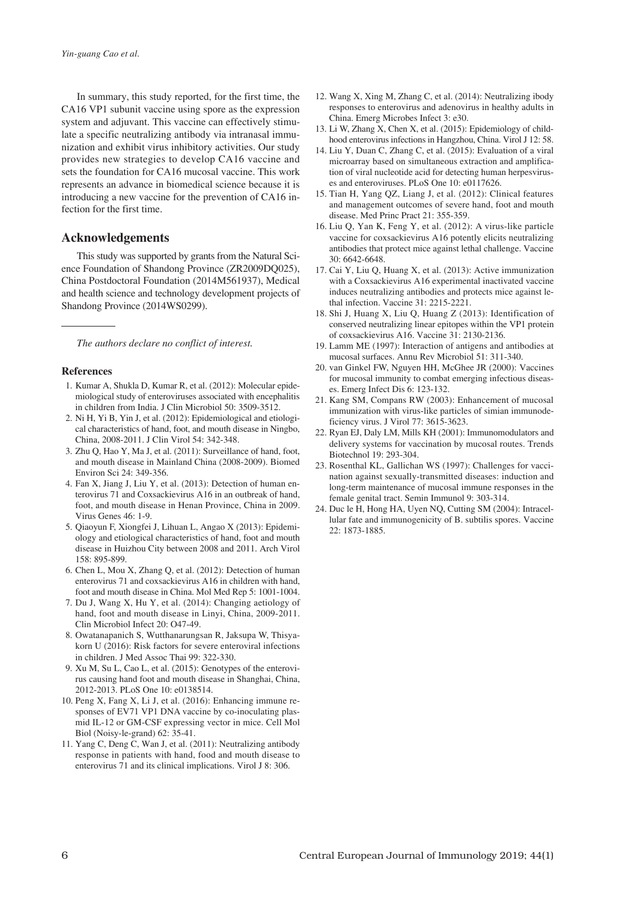In summary, this study reported, for the first time, the CA16 VP1 subunit vaccine using spore as the expression system and adjuvant. This vaccine can effectively stimulate a specific neutralizing antibody via intranasal immunization and exhibit virus inhibitory activities. Our study provides new strategies to develop CA16 vaccine and sets the foundation for CA16 mucosal vaccine. This work represents an advance in biomedical science because it is introducing a new vaccine for the prevention of CA16 infection for the first time.

## Acknowledgements

This study was supported by grants from the Natural Science Foundation of Shandong Province (ZR2009DQ025), China Postdoctoral Foundation (2014M561937), Medical and health science and technology development projects of Shandong Province (2014WS0299).

---

*The authors declare no conflict of interest.*

### References

1. Kumar A, Shukla D, Kumar R, et al. (2012): Molecular epidemiological study of enteroviruses associated with encephalitis in children from India. J Clin Microbiol 50: 3509-3512.
2. Ni H, Yi B, Yin J, et al. (2012): Epidemiological and etiological characteristics of hand, foot, and mouth disease in Ningbo, China, 2008-2011. J Clin Virol 54: 342-348.
3. Zhu Q, Hao Y, Ma J, et al. (2011): Surveillance of hand, foot, and mouth disease in Mainland China (2008-2009). Biomed Environ Sci 24: 349-356.
4. Fan X, Jiang J, Liu Y, et al. (2013): Detection of human enterovirus 71 and Coxsackievirus A16 in an outbreak of hand, foot, and mouth disease in Henan Province, China in 2009. Virus Genes 46: 1-9.
5. Qiaoyun F, Xiongfei J, Lihuan L, Angao X (2013): Epidemiology and etiological characteristics of hand, foot and mouth disease in Huizhou City between 2008 and 2011. Arch Virol 158: 895-899.
6. Chen L, Mou X, Zhang Q, et al. (2012): Detection of human enterovirus 71 and coxsackievirus A16 in children with hand, foot and mouth disease in China. Mol Med Rep 5: 1001-1004.
7. Du J, Wang X, Hu Y, et al. (2014): Changing aetiology of hand, foot and mouth disease in Linyi, China, 2009-2011. Clin Microbiol Infect 20: O47-49.
8. Owatanapanich S, Wutthanarungsan R, Jaksupa W, Thisyakorn U (2016): Risk factors for severe enteroviral infections in children. J Med Assoc Thai 99: 322-330.
9. Xu M, Su L, Cao L, et al. (2015): Genotypes of the enterovirus causing hand foot and mouth disease in Shanghai, China, 2012-2013. PLoS One 10: e0138514.
10. Peng X, Fang X, Li J, et al. (2016): Enhancing immune responses of EV71 VP1 DNA vaccine by co-inoculating plasmid IL-12 or GM-CSF expressing vector in mice. Cell Mol Biol (Noisy-le-grand) 62: 35-41.
11. Yang C, Deng C, Wan J, et al. (2011): Neutralizing antibody response in patients with hand, food and mouth disease to enterovirus 71 and its clinical implications. Virol J 8: 306.
12. Wang X, Xing M, Zhang C, et al. (2014): Neutralizing ibody responses to enterovirus and adenovirus in healthy adults in China. Emerg Microbes Infect 3: e30.
13. Li W, Zhang X, Chen X, et al. (2015): Epidemiology of childhood enterovirus infections in Hangzhou, China. Virol J 12: 58.
14. Liu Y, Duan C, Zhang C, et al. (2015): Evaluation of a viral microarray based on simultaneous extraction and amplification of viral nucleotide acid for detecting human herpesviruses and enteroviruses. PLoS One 10: e0117626.
15. Tian H, Yang QZ, Liang J, et al. (2012): Clinical features and management outcomes of severe hand, foot and mouth disease. Med Princ Pract 21: 355-359.
16. Liu Q, Yan K, Feng Y, et al. (2012): A virus-like particle vaccine for coxsackievirus A16 potently elicits neutralizing antibodies that protect mice against lethal challenge. Vaccine 30: 6642-6648.
17. Cai Y, Liu Q, Huang X, et al. (2013): Active immunization with a Coxsackievirus A16 experimental inactivated vaccine induces neutralizing antibodies and protects mice against lethal infection. Vaccine 31: 2215-2221.
18. Shi J, Huang X, Liu Q, Huang Z (2013): Identification of conserved neutralizing linear epitopes within the VP1 protein of coxsackievirus A16. Vaccine 31: 2130-2136.
19. Lamm ME (1997): Interaction of antigens and antibodies at mucosal surfaces. Annu Rev Microbiol 51: 311-340.
20. van Ginkel FW, Nguyen HH, McGhee JR (2000): Vaccines for mucosal immunity to combat emerging infectious diseases. Emerg Infect Dis 6: 123-132.
21. Kang SM, Compans RW (2003): Enhancement of mucosal immunization with virus-like particles of simian immunodeficiency virus. J Virol 77: 3615-3623.
22. Ryan EJ, Daly LM, Mills KH (2001): Immunomodulators and delivery systems for vaccination by mucosal routes. Trends Biotechnol 19: 293-304.
23. Rosenthal KL, Gallichan WS (1997): Challenges for vaccination against sexually-transmitted diseases: induction and long-term maintenance of mucosal immune responses in the female genital tract. Semin Immunol 9: 303-314.
24. Duc le H, Hong HA, Uyen NQ, Cutting SM (2004): Intracellular fate and immunogenicity of B. subtilis spores. Vaccine 22: 1873-1885.